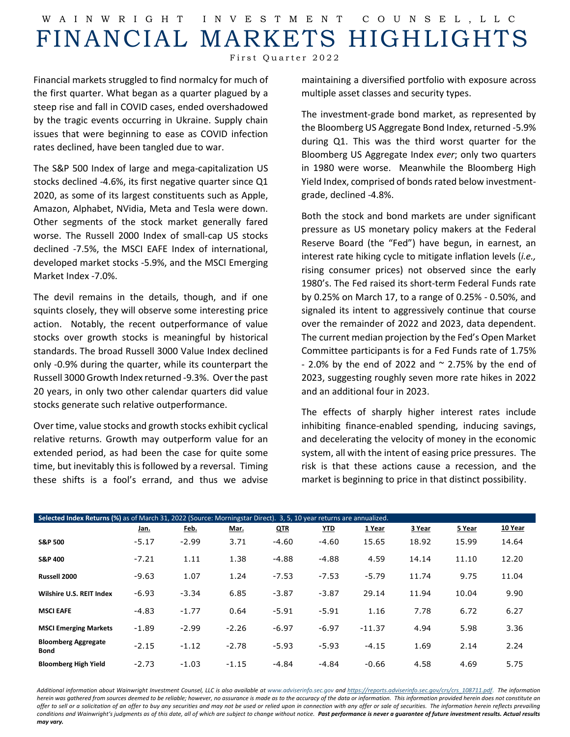# WAINWRIGHT INVESTMENT COUNSEL, LLC

# FINANCIAL MARKETS HIGHLIGHTS

First Quarter 2022

Financial markets struggled to find normalcy for much of the first quarter. What began as a quarter plagued by a steep rise and fall in COVID cases, ended overshadowed by the tragic events occurring in Ukraine. Supply chain issues that were beginning to ease as COVID infection rates declined, have been tangled due to war.

The S&P 500 Index of large and mega-capitalization US stocks declined -4.6%, its first negative quarter since Q1 2020, as some of its largest constituents such as Apple, Amazon, Alphabet, NVidia, Meta and Tesla were down. Other segments of the stock market generally fared worse. The Russell 2000 Index of small-cap US stocks declined -7.5%, the MSCI EAFE Index of international, developed market stocks -5.9%, and the MSCI Emerging Market Index -7.0%.

The devil remains in the details, though, and if one squints closely, they will observe some interesting price action. Notably, the recent outperformance of value stocks over growth stocks is meaningful by historical standards. The broad Russell 3000 Value Index declined only -0.9% during the quarter, while its counterpart the Russell 3000 Growth Index returned -9.3%. Over the past 20 years, in only two other calendar quarters did value stocks generate such relative outperformance.

Over time, value stocks and growth stocks exhibit cyclical relative returns. Growth may outperform value for an extended period, as had been the case for quite some time, but inevitably this is followed by a reversal. Timing these shifts is a fool's errand, and thus we advise maintaining a diversified portfolio with exposure across multiple asset classes and security types.

The investment-grade bond market, as represented by the Bloomberg US Aggregate Bond Index, returned -5.9% during Q1. This was the third worst quarter for the Bloomberg US Aggregate Index *ever*; only two quarters in 1980 were worse. Meanwhile the Bloomberg High Yield Index, comprised of bonds rated below investment-grade, declined -4.8%.

Both the stock and bond markets are under significant pressure as US monetary policy makers at the Federal Reserve Board (the "Fed") have begun, in earnest, an interest rate hiking cycle to mitigate inflation levels (*i.e.,* rising consumer prices) not observed since the early 1980's. The Fed raised its short-term Federal Funds rate by 0.25% on March 17, to a range of 0.25% - 0.50%, and signaled its intent to aggressively continue that course over the remainder of 2022 and 2023, data dependent. The current median projection by the Fed's Open Market Committee participants is for a Fed Funds rate of 1.75% - 2.0% by the end of 2022 and ~ 2.75% by the end of 2023, suggesting roughly seven more rate hikes in 2022 and an additional four in 2023.

The effects of sharply higher interest rates include inhibiting finance-enabled spending, inducing savings, and decelerating the velocity of money in the economic system, all with the intent of easing price pressures. The risk is that these actions cause a recession, and the market is beginning to price in that distinct possibility.

**Selected Index Returns (%)** as of March 31, 2022 (Source: Morningstar Direct). 3, 5, 10 year returns are annualized.

| | Jan. | Feb. | Mar. | QTR | YTD | 1 Year | 3 Year | 5 Year | 10 Year |
|---|---|---|---|---|---|---|---|---|---|
| **S&P 500** | -5.17 | -2.99 | 3.71 | -4.60 | -4.60 | 15.65 | 18.92 | 15.99 | 14.64 |
| **S&P 400** | -7.21 | 1.11 | 1.38 | -4.88 | -4.88 | 4.59 | 14.14 | 11.10 | 12.20 |
| **Russell 2000** | -9.63 | 1.07 | 1.24 | -7.53 | -7.53 | -5.79 | 11.74 | 9.75 | 11.04 |
| **Wilshire U.S. REIT Index** | -6.93 | -3.34 | 6.85 | -3.87 | -3.87 | 29.14 | 11.94 | 10.04 | 9.90 |
| **MSCI EAFE** | -4.83 | -1.77 | 0.64 | -5.91 | -5.91 | 1.16 | 7.78 | 6.72 | 6.27 |
| **MSCI Emerging Markets** | -1.89 | -2.99 | -2.26 | -6.97 | -6.97 | -11.37 | 4.94 | 5.98 | 3.36 |
| **Bloomberg Aggregate Bond** | -2.15 | -1.12 | -2.78 | -5.93 | -5.93 | -4.15 | 1.69 | 2.14 | 2.24 |
| **Bloomberg High Yield** | -2.73 | -1.03 | -1.15 | -4.84 | -4.84 | -0.66 | 4.58 | 4.69 | 5.75 |

*Additional information about Wainwright Investment Counsel, LLC is also available at www.adviserinfo.sec.gov and https://reports.adviserinfo.sec.gov/crs/crs_108711.pdf. The information herein was gathered from sources deemed to be reliable; however, no assurance is made as to the accuracy of the data or information. This information provided herein does not constitute an offer to sell or a solicitation of an offer to buy any securities and may not be used or relied upon in connection with any offer or sale of securities. The information herein reflects prevailing conditions and Wainwright's judgments as of this date, all of which are subject to change without notice.* ***Past performance is never a guarantee of future investment results. Actual results may vary.***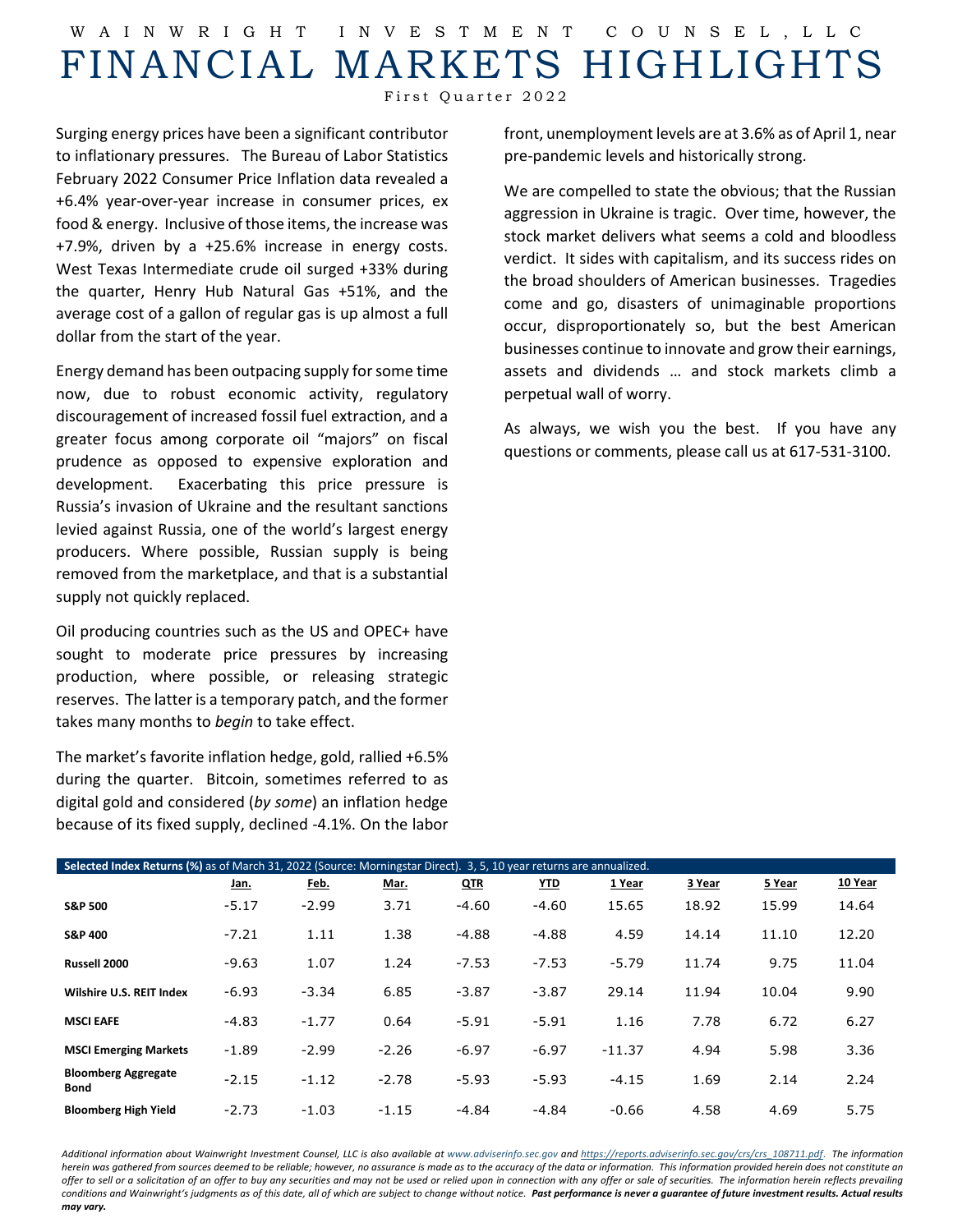WAINWRIGHT INVESTMENT COUNSEL, LLC

# FINANCIAL MARKETS HIGHLIGHTS

First Quarter 2022

Surging energy prices have been a significant contributor to inflationary pressures. The Bureau of Labor Statistics February 2022 Consumer Price Inflation data revealed a +6.4% year-over-year increase in consumer prices, ex food & energy. Inclusive of those items, the increase was +7.9%, driven by a +25.6% increase in energy costs. West Texas Intermediate crude oil surged +33% during the quarter, Henry Hub Natural Gas +51%, and the average cost of a gallon of regular gas is up almost a full dollar from the start of the year.

Energy demand has been outpacing supply for some time now, due to robust economic activity, regulatory discouragement of increased fossil fuel extraction, and a greater focus among corporate oil "majors" on fiscal prudence as opposed to expensive exploration and development. Exacerbating this price pressure is Russia's invasion of Ukraine and the resultant sanctions levied against Russia, one of the world's largest energy producers. Where possible, Russian supply is being removed from the marketplace, and that is a substantial supply not quickly replaced.

Oil producing countries such as the US and OPEC+ have sought to moderate price pressures by increasing production, where possible, or releasing strategic reserves. The latter is a temporary patch, and the former takes many months to *begin* to take effect.

The market's favorite inflation hedge, gold, rallied +6.5% during the quarter. Bitcoin, sometimes referred to as digital gold and considered (*by some*) an inflation hedge because of its fixed supply, declined -4.1%. On the labor front, unemployment levels are at 3.6% as of April 1, near pre-pandemic levels and historically strong.

We are compelled to state the obvious; that the Russian aggression in Ukraine is tragic. Over time, however, the stock market delivers what seems a cold and bloodless verdict. It sides with capitalism, and its success rides on the broad shoulders of American businesses. Tragedies come and go, disasters of unimaginable proportions occur, disproportionately so, but the best American businesses continue to innovate and grow their earnings, assets and dividends … and stock markets climb a perpetual wall of worry.

As always, we wish you the best. If you have any questions or comments, please call us at 617-531-3100.

**Selected Index Returns (%)** as of March 31, 2022 (Source: Morningstar Direct). 3, 5, 10 year returns are annualized.

| | Jan. | Feb. | Mar. | QTR | YTD | 1 Year | 3 Year | 5 Year | 10 Year |
|---|---|---|---|---|---|---|---|---|---|
| **S&P 500** | -5.17 | -2.99 | 3.71 | -4.60 | -4.60 | 15.65 | 18.92 | 15.99 | 14.64 |
| **S&P 400** | -7.21 | 1.11 | 1.38 | -4.88 | -4.88 | 4.59 | 14.14 | 11.10 | 12.20 |
| **Russell 2000** | -9.63 | 1.07 | 1.24 | -7.53 | -7.53 | -5.79 | 11.74 | 9.75 | 11.04 |
| **Wilshire U.S. REIT Index** | -6.93 | -3.34 | 6.85 | -3.87 | -3.87 | 29.14 | 11.94 | 10.04 | 9.90 |
| **MSCI EAFE** | -4.83 | -1.77 | 0.64 | -5.91 | -5.91 | 1.16 | 7.78 | 6.72 | 6.27 |
| **MSCI Emerging Markets** | -1.89 | -2.99 | -2.26 | -6.97 | -6.97 | -11.37 | 4.94 | 5.98 | 3.36 |
| **Bloomberg Aggregate Bond** | -2.15 | -1.12 | -2.78 | -5.93 | -5.93 | -4.15 | 1.69 | 2.14 | 2.24 |
| **Bloomberg High Yield** | -2.73 | -1.03 | -1.15 | -4.84 | -4.84 | -0.66 | 4.58 | 4.69 | 5.75 |

*Additional information about Wainwright Investment Counsel, LLC is also available at www.adviserinfo.sec.gov and https://reports.adviserinfo.sec.gov/crs/crs_108711.pdf. The information herein was gathered from sources deemed to be reliable; however, no assurance is made as to the accuracy of the data or information. This information provided herein does not constitute an offer to sell or a solicitation of an offer to buy any securities and may not be used or relied upon in connection with any offer or sale of securities. The information herein reflects prevailing conditions and Wainwright's judgments as of this date, all of which are subject to change without notice.* ***Past performance is never a guarantee of future investment results. Actual results may vary.***